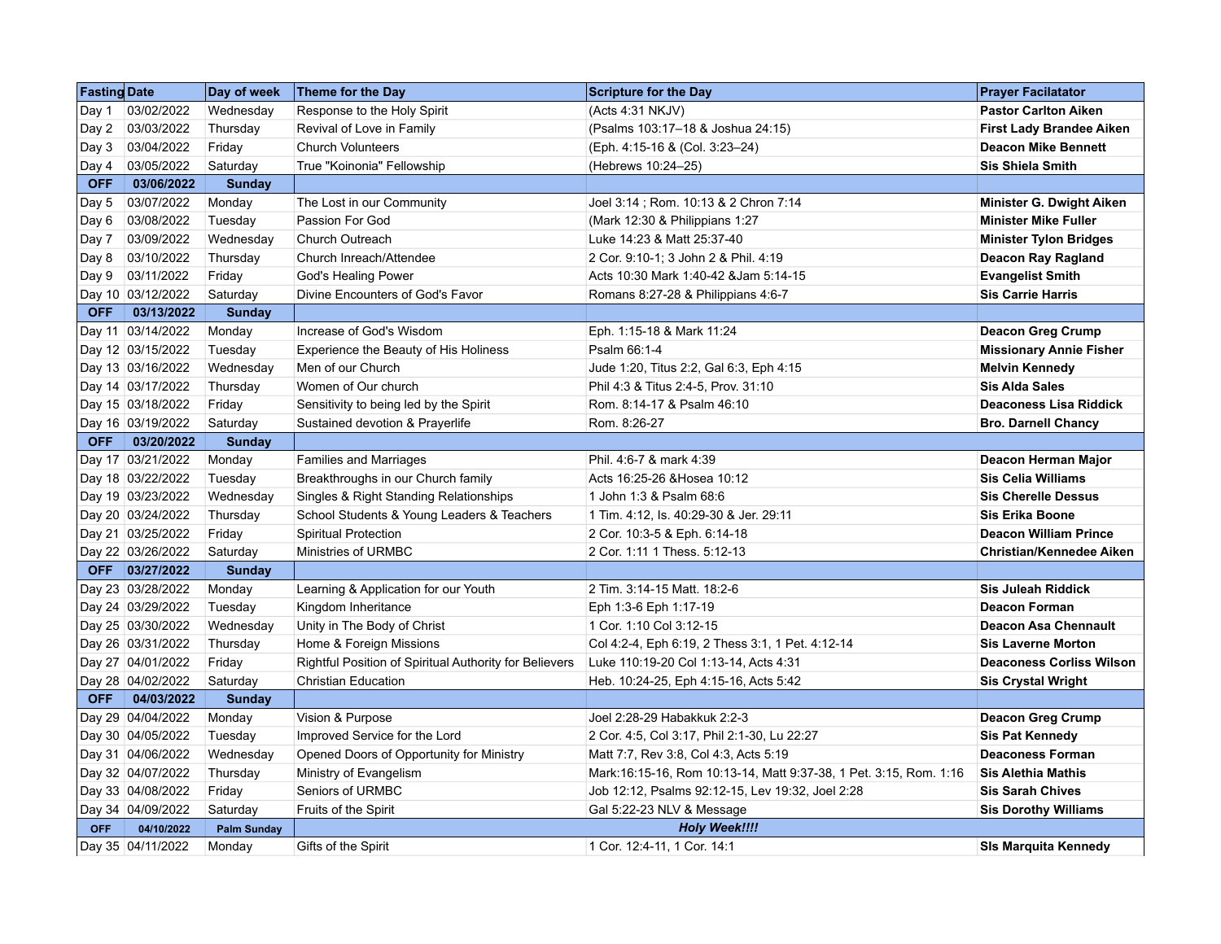| Fasting | Date | Day of week | Theme for the Day | Scripture for the Day | Prayer Faciliatator |
|---|---|---|---|---|---|
| Day 1 | 03/02/2022 | Wednesday | Response to the Holy Spirit | (Acts 4:31 NKJV) | **Pastor Carlton Aiken** |
| Day 2 | 03/03/2022 | Thursday | Revival of Love in Family | (Psalms 103:17–18 & Joshua 24:15) | **First Lady Brandee Aiken** |
| Day 3 | 03/04/2022 | Friday | Church Volunteers | (Eph. 4:15-16 & (Col. 3:23–24) | **Deacon Mike Bennett** |
| Day 4 | 03/05/2022 | Saturday | True "Koinonia" Fellowship | (Hebrews 10:24–25) | **Sis Shiela Smith** |
| **OFF** | **03/06/2022** | **Sunday** | | | |
| Day 5 | 03/07/2022 | Monday | The Lost in our Community | Joel 3:14 ; Rom. 10:13 & 2 Chron 7:14 | **Minister G. Dwight Aiken** |
| Day 6 | 03/08/2022 | Tuesday | Passion For God | (Mark 12:30 & Philippians 1:27 | **Minister Mike Fuller** |
| Day 7 | 03/09/2022 | Wednesday | Church Outreach | Luke 14:23 & Matt 25:37-40 | **Minister Tylon Bridges** |
| Day 8 | 03/10/2022 | Thursday | Church Inreach/Attendee | 2 Cor. 9:10-1; 3 John 2 & Phil. 4:19 | **Deacon Ray Ragland** |
| Day 9 | 03/11/2022 | Friday | God's Healing Power | Acts 10:30 Mark 1:40-42 &Jam 5:14-15 | **Evangelist Smith** |
| Day 10 | 03/12/2022 | Saturday | Divine Encounters of God's Favor | Romans 8:27-28 & Philippians 4:6-7 | **Sis Carrie Harris** |
| **OFF** | **03/13/2022** | **Sunday** | | | |
| Day 11 | 03/14/2022 | Monday | Increase of God's Wisdom | Eph. 1:15-18 & Mark 11:24 | **Deacon Greg Crump** |
| Day 12 | 03/15/2022 | Tuesday | Experience the Beauty of His Holiness | Psalm 66:1-4 | **Missionary Annie Fisher** |
| Day 13 | 03/16/2022 | Wednesday | Men of our Church | Jude 1:20, Titus 2:2, Gal 6:3, Eph 4:15 | **Melvin Kennedy** |
| Day 14 | 03/17/2022 | Thursday | Women of Our church | Phil 4:3 & Titus 2:4-5, Prov. 31:10 | **Sis Alda Sales** |
| Day 15 | 03/18/2022 | Friday | Sensitivity to being led by the Spirit | Rom. 8:14-17 & Psalm 46:10 | **Deaconess Lisa Riddick** |
| Day 16 | 03/19/2022 | Saturday | Sustained devotion & Prayerlife | Rom. 8:26-27 | **Bro. Darnell Chancy** |
| **OFF** | **03/20/2022** | **Sunday** | | | |
| Day 17 | 03/21/2022 | Monday | Families and Marriages | Phil. 4:6-7 & mark 4:39 | **Deacon Herman Major** |
| Day 18 | 03/22/2022 | Tuesday | Breakthroughs in our Church family | Acts 16:25-26 &Hosea 10:12 | **Sis Celia Williams** |
| Day 19 | 03/23/2022 | Wednesday | Singles & Right Standing Relationships | 1 John 1:3 & Psalm 68:6 | **Sis Cherelle Dessus** |
| Day 20 | 03/24/2022 | Thursday | School Students & Young Leaders & Teachers | 1 Tim. 4:12, Is. 40:29-30 & Jer. 29:11 | **Sis Erika Boone** |
| Day 21 | 03/25/2022 | Friday | Spiritual Protection | 2 Cor. 10:3-5 & Eph. 6:14-18 | **Deacon William Prince** |
| Day 22 | 03/26/2022 | Saturday | Ministries of URMBC | 2 Cor. 1:11 1 Thess. 5:12-13 | **Christian/Kennedee Aiken** |
| **OFF** | **03/27/2022** | **Sunday** | | | |
| Day 23 | 03/28/2022 | Monday | Learning & Application for our Youth | 2 Tim. 3:14-15 Matt. 18:2-6 | **Sis Juleah Riddick** |
| Day 24 | 03/29/2022 | Tuesday | Kingdom Inheritance | Eph 1:3-6 Eph 1:17-19 | **Deacon Forman** |
| Day 25 | 03/30/2022 | Wednesday | Unity in The Body of Christ | 1 Cor. 1:10 Col 3:12-15 | **Deacon Asa Chennault** |
| Day 26 | 03/31/2022 | Thursday | Home & Foreign Missions | Col 4:2-4, Eph 6:19, 2 Thess 3:1, 1 Pet. 4:12-14 | **Sis Laverne Morton** |
| Day 27 | 04/01/2022 | Friday | Rightful Position of Spiritual Authority for Believers | Luke 110:19-20 Col 1:13-14, Acts 4:31 | **Deaconess Corliss Wilson** |
| Day 28 | 04/02/2022 | Saturday | Christian Education | Heb. 10:24-25, Eph 4:15-16, Acts 5:42 | **Sis Crystal Wright** |
| **OFF** | **04/03/2022** | **Sunday** | | | |
| Day 29 | 04/04/2022 | Monday | Vision & Purpose | Joel 2:28-29 Habakkuk 2:2-3 | **Deacon Greg Crump** |
| Day 30 | 04/05/2022 | Tuesday | Improved Service for the Lord | 2 Cor. 4:5, Col 3:17, Phil 2:1-30, Lu 22:27 | **Sis Pat Kennedy** |
| Day 31 | 04/06/2022 | Wednesday | Opened Doors of Opportunity for Ministry | Matt 7:7, Rev 3:8, Col 4:3, Acts 5:19 | **Deaconess Forman** |
| Day 32 | 04/07/2022 | Thursday | Ministry of Evangelism | Mark:16:15-16, Rom 10:13-14, Matt 9:37-38, 1 Pet. 3:15, Rom. 1:16 | **Sis Alethia Mathis** |
| Day 33 | 04/08/2022 | Friday | Seniors of URMBC | Job 12:12, Psalms 92:12-15, Lev 19:32, Joel 2:28 | **Sis Sarah Chives** |
| Day 34 | 04/09/2022 | Saturday | Fruits of the Spirit | Gal 5:22-23 NLV & Message | **Sis Dorothy Williams** |
| **OFF** | **04/10/2022** | **Palm Sunday** | ***Holy Week!!!!*** | | |
| Day 35 | 04/11/2022 | Monday | Gifts of the Spirit | 1 Cor. 12:4-11, 1 Cor. 14:1 | **SIs Marquita Kennedy** |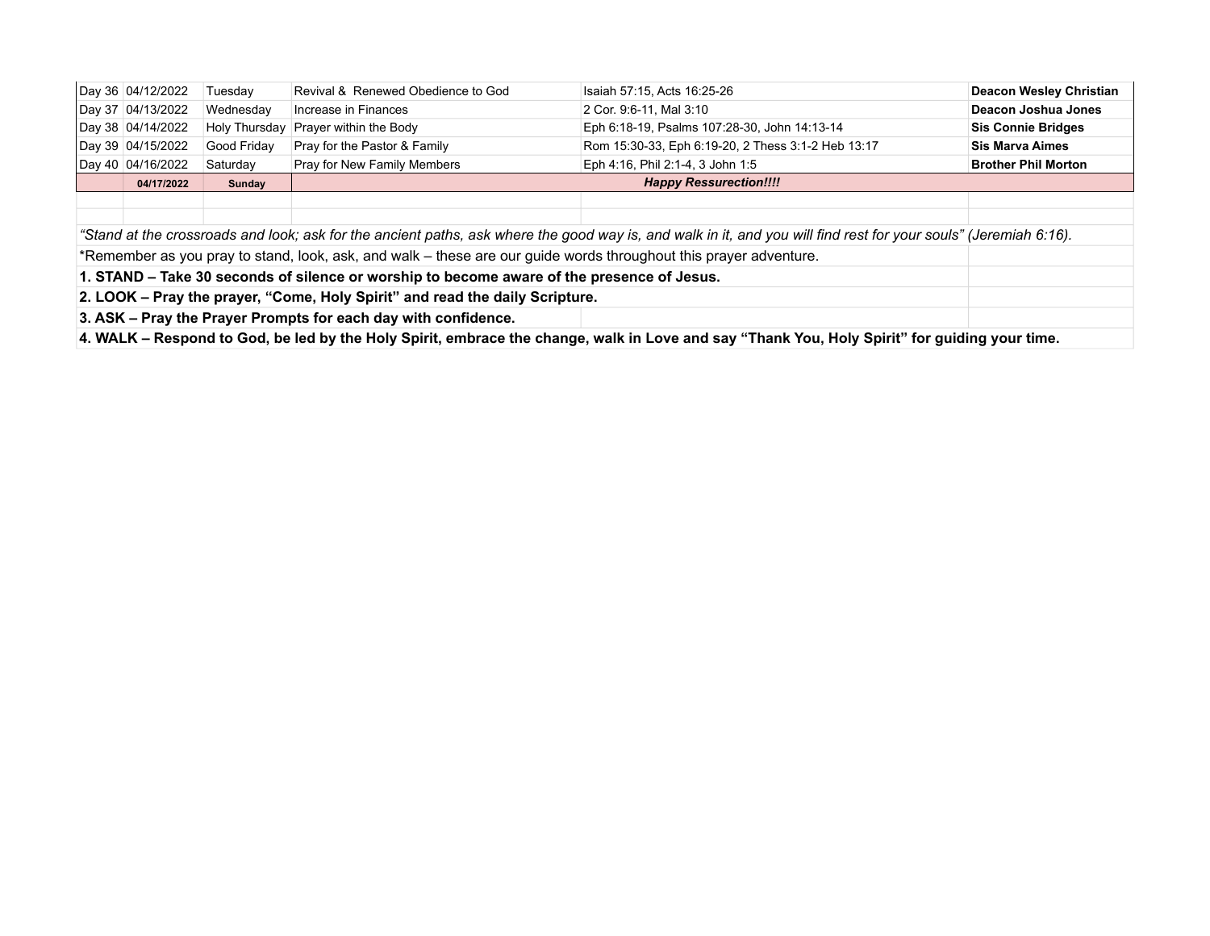| | | | | | |
|---|---|---|---|---|---|
| Day 36 | 04/12/2022 | Tuesday | Revival & Renewed Obedience to God | Isaiah 57:15, Acts 16:25-26 | **Deacon Wesley Christian** |
| Day 37 | 04/13/2022 | Wednesday | Increase in Finances | 2 Cor. 9:6-11, Mal 3:10 | **Deacon Joshua Jones** |
| Day 38 | 04/14/2022 | Holy Thursday | Prayer within the Body | Eph 6:18-19, Psalms 107:28-30, John 14:13-14 | **Sis Connie Bridges** |
| Day 39 | 04/15/2022 | Good Friday | Pray for the Pastor & Family | Rom 15:30-33, Eph 6:19-20, 2 Thess 3:1-2 Heb 13:17 | **Sis Marva Aimes** |
| Day 40 | 04/16/2022 | Saturday | Pray for New Family Members | Eph 4:16, Phil 2:1-4, 3 John 1:5 | **Brother Phil Morton** |
| | **04/17/2022** | **Sunday** | ***Happy Ressurection!!!!*** | | |

*“Stand at the crossroads and look; ask for the ancient paths, ask where the good way is, and walk in it, and you will find rest for your souls” (Jeremiah 6:16).*

*Remember as you pray to stand, look, ask, and walk – these are our guide words throughout this prayer adventure.

**1. STAND – Take 30 seconds of silence or worship to become aware of the presence of Jesus.**

**2. LOOK – Pray the prayer, “Come, Holy Spirit” and read the daily Scripture.**

**3. ASK – Pray the Prayer Prompts for each day with confidence.**

**4. WALK – Respond to God, be led by the Holy Spirit, embrace the change, walk in Love and say “Thank You, Holy Spirit” for guiding your time.**